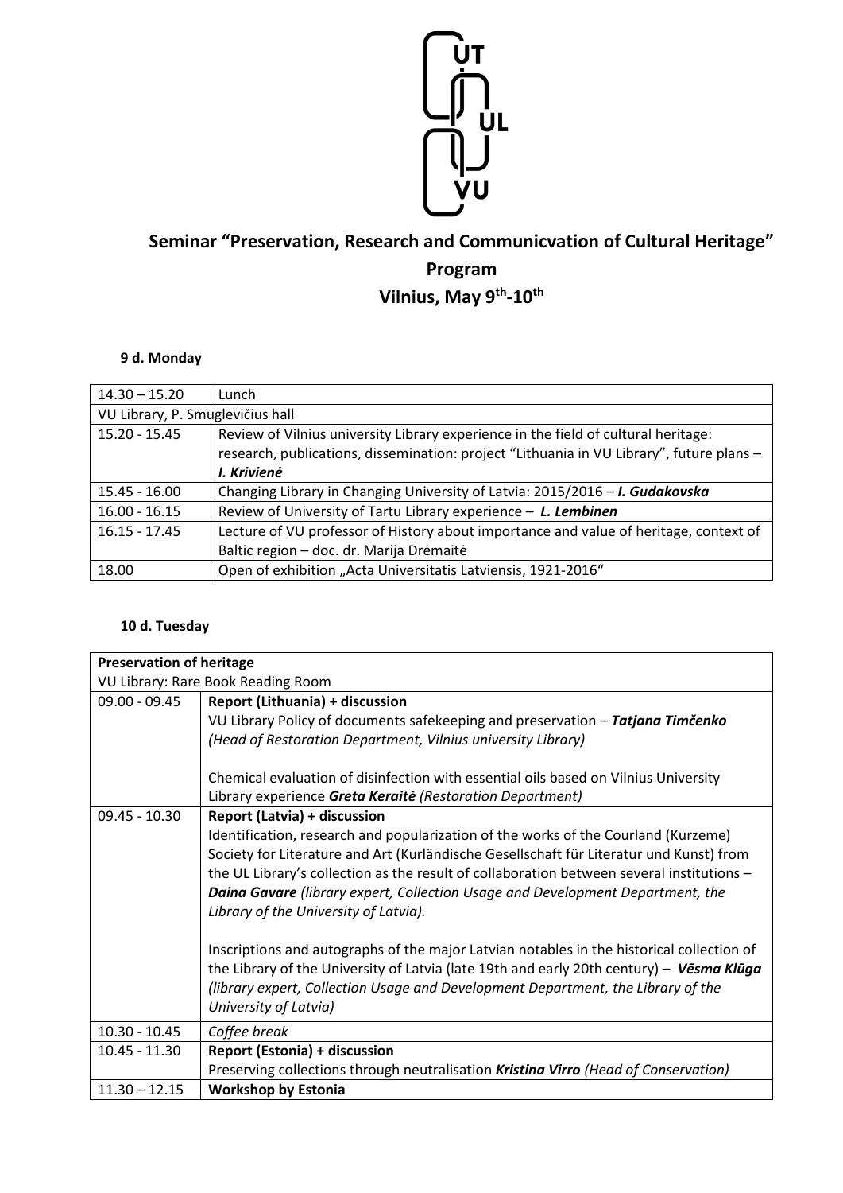# Seminar "Preservation, Research and Communicvation of Cultural Heritage"

## Program

## Vilnius, May 9th-10th

### 9 d. Monday

| 14.30 – 15.20 | Lunch |
|---|---|
| VU Library, P. Smuglevičius hall | |
| 15.20 - 15.45 | Review of Vilnius university Library experience in the field of cultural heritage: research, publications, dissemination: project "Lithuania in VU Library", future plans – ***I. Krivienė*** |
| 15.45 - 16.00 | Changing Library in Changing University of Latvia: 2015/2016 – ***I. Gudakovska*** |
| 16.00 - 16.15 | Review of University of Tartu Library experience – ***L. Lembinen*** |
| 16.15 - 17.45 | Lecture of VU professor of History about importance and value of heritage, context of Baltic region – doc. dr. Marija Drėmaitė |
| 18.00 | Open of exhibition „Acta Universitatis Latviensis, 1921-2016" |

### 10 d. Tuesday

| **Preservation of heritage** | |
|---|---|
| VU Library: Rare Book Reading Room | |
| 09.00 - 09.45 | **Report (Lithuania) + discussion**<br>VU Library Policy of documents safekeeping and preservation – ***Tatjana Timčenko*** *(Head of Restoration Department, Vilnius university Library)*<br><br>Chemical evaluation of disinfection with essential oils based on Vilnius University Library experience ***Greta Keraitė*** *(Restoration Department)* |
| 09.45 - 10.30 | **Report (Latvia) + discussion**<br>Identification, research and popularization of the works of the Courland (Kurzeme) Society for Literature and Art (Kurländische Gesellschaft für Literatur und Kunst) from the UL Library's collection as the result of collaboration between several institutions – ***Daina Gavare*** *(library expert, Collection Usage and Development Department, the Library of the University of Latvia).*<br><br>Inscriptions and autographs of the major Latvian notables in the historical collection of the Library of the University of Latvia (late 19th and early 20th century) – ***Vēsma Klūga*** *(library expert, Collection Usage and Development Department, the Library of the University of Latvia)* |
| 10.30 - 10.45 | *Coffee break* |
| 10.45 - 11.30 | **Report (Estonia) + discussion**<br>Preserving collections through neutralisation ***Kristina Virro*** *(Head of Conservation)* |
| 11.30 – 12.15 | **Workshop by Estonia** |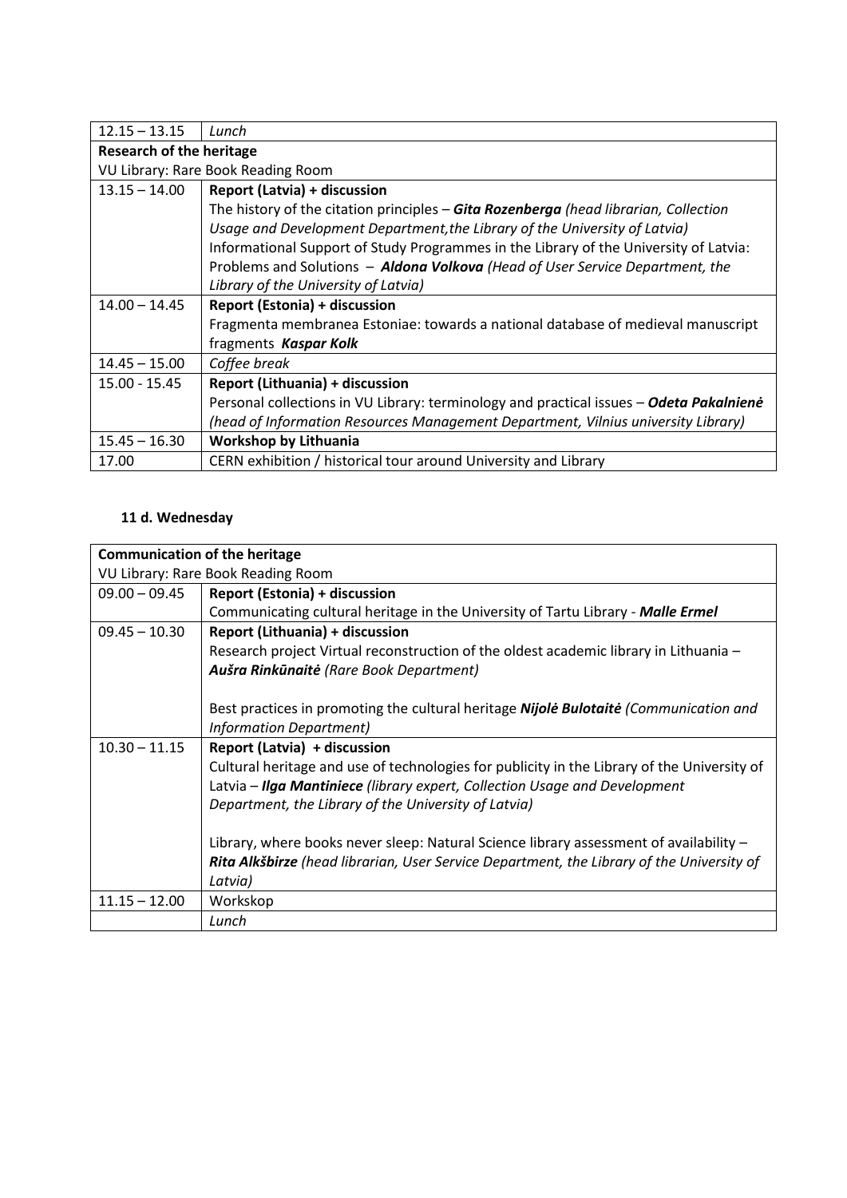| | |
|---|---|
| 12.15 – 13.15 | *Lunch* |
| **Research of the heritage** | |
| VU Library: Rare Book Reading Room | |
| 13.15 – 14.00 | **Report (Latvia) + discussion**<br>The history of the citation principles – ***Gita Rozenberga*** *(head librarian, Collection Usage and Development Department,the Library of the University of Latvia)*<br>Informational Support of Study Programmes in the Library of the University of Latvia: Problems and Solutions – ***Aldona Volkova*** *(Head of User Service Department, the Library of the University of Latvia)* |
| 14.00 – 14.45 | **Report (Estonia) + discussion**<br>Fragmenta membranea Estoniae: towards a national database of medieval manuscript fragments ***Kaspar Kolk*** |
| 14.45 – 15.00 | *Coffee break* |
| 15.00 - 15.45 | **Report (Lithuania) + discussion**<br>Personal collections in VU Library: terminology and practical issues – ***Odeta Pakalnienė*** *(head of Information Resources Management Department, Vilnius university Library)* |
| 15.45 – 16.30 | **Workshop by Lithuania** |
| 17.00 | CERN exhibition / historical tour around University and Library |

**11 d. Wednesday**

| | |
|---|---|
| **Communication of the heritage** | |
| VU Library: Rare Book Reading Room | |
| 09.00 – 09.45 | **Report (Estonia) + discussion**<br>Communicating cultural heritage in the University of Tartu Library - ***Malle Ermel*** |
| 09.45 – 10.30 | **Report (Lithuania) + discussion**<br>Research project Virtual reconstruction of the oldest academic library in Lithuania – ***Aušra Rinkūnaitė*** *(Rare Book Department)*<br><br>Best practices in promoting the cultural heritage ***Nijolė Bulotaitė*** *(Communication and Information Department)* |
| 10.30 – 11.15 | **Report (Latvia) + discussion**<br>Cultural heritage and use of technologies for publicity in the Library of the University of Latvia – ***Ilga Mantiniece*** *(library expert, Collection Usage and Development Department, the Library of the University of Latvia)*<br><br>Library, where books never sleep: Natural Science library assessment of availability – ***Rita Alkšbirze*** *(head librarian, User Service Department, the Library of the University of Latvia)* |
| 11.15 – 12.00 | Workskop |
| | *Lunch* |